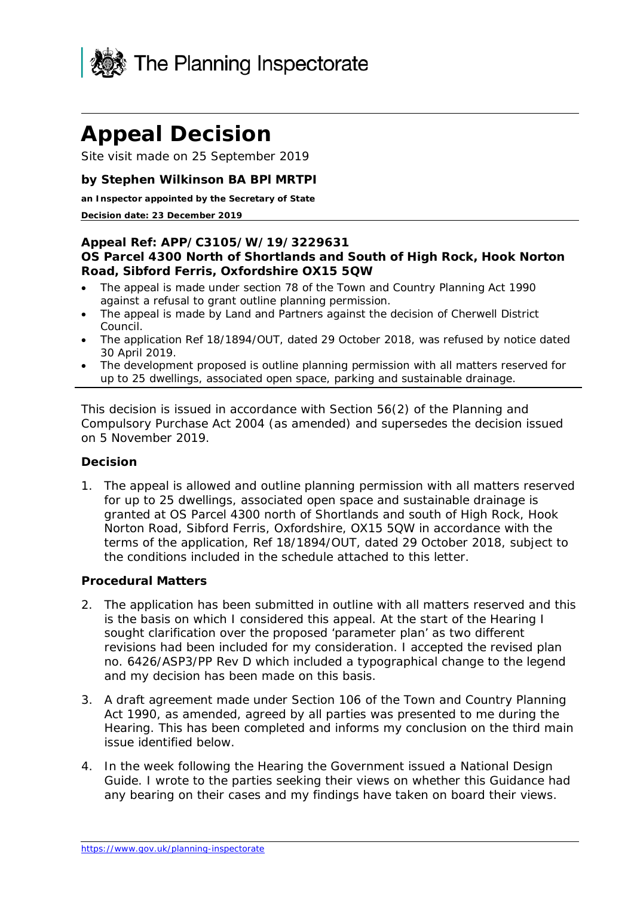The Planning Inspectorate

# Appeal Decision

Site visit made on 25 September 2019

**by Stephen Wilkinson BA BPl MRTPI**

**an Inspector appointed by the Secretary of State**

**Decision date: 23 December 2019**

---

**Appeal Ref: APP/C3105/W/19/3229631**
**OS Parcel 4300 North of Shortlands and South of High Rock, Hook Norton Road, Sibford Ferris, Oxfordshire OX15 5QW**

- The appeal is made under section 78 of the Town and Country Planning Act 1990 against a refusal to grant outline planning permission.
- The appeal is made by Land and Partners against the decision of Cherwell District Council.
- The application Ref 18/1894/OUT, dated 29 October 2018, was refused by notice dated 30 April 2019.
- The development proposed is outline planning permission with all matters reserved for up to 25 dwellings, associated open space, parking and sustainable drainage.

---

This decision is issued in accordance with Section 56(2) of the Planning and Compulsory Purchase Act 2004 (as amended) and supersedes the decision issued on 5 November 2019.

## Decision

1. The appeal is allowed and outline planning permission with all matters reserved for up to 25 dwellings, associated open space and sustainable drainage is granted at OS Parcel 4300 north of Shortlands and south of High Rock, Hook Norton Road, Sibford Ferris, Oxfordshire, OX15 5QW in accordance with the terms of the application, Ref 18/1894/OUT, dated 29 October 2018, subject to the conditions included in the schedule attached to this letter.

## Procedural Matters

2. The application has been submitted in outline with all matters reserved and this is the basis on which I considered this appeal. At the start of the Hearing I sought clarification over the proposed 'parameter plan' as two different revisions had been included for my consideration. I accepted the revised plan no. 6426/ASP3/PP Rev D which included a typographical change to the legend and my decision has been made on this basis.

3. A draft agreement made under Section 106 of the Town and Country Planning Act 1990, as amended, agreed by all parties was presented to me during the Hearing. This has been completed and informs my conclusion on the third main issue identified below.

4. In the week following the Hearing the Government issued a National Design Guide. I wrote to the parties seeking their views on whether this Guidance had any bearing on their cases and my findings have taken on board their views.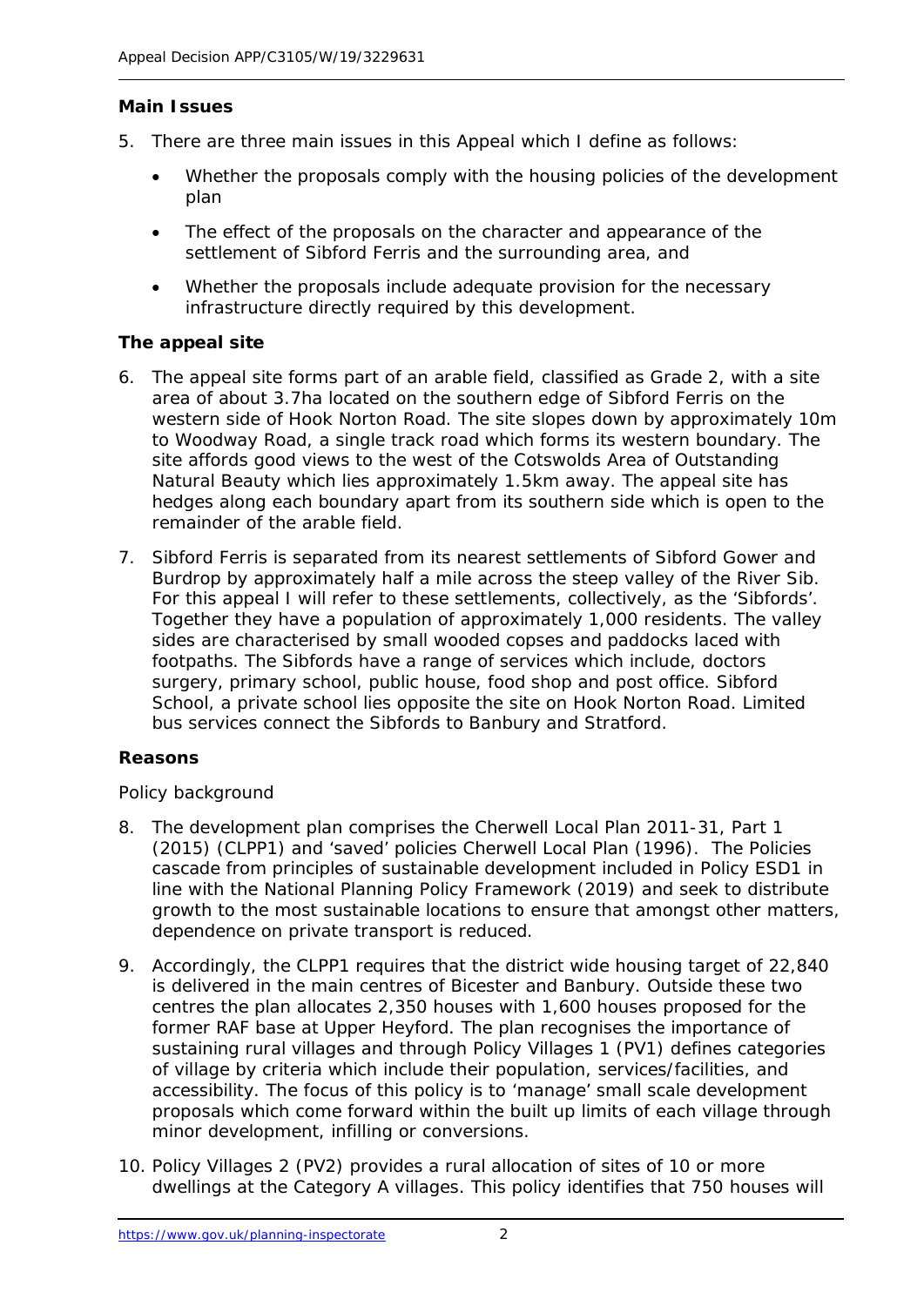**Main Issues**

5. There are three main issues in this Appeal which I define as follows:

   - Whether the proposals comply with the housing policies of the development plan
   - The effect of the proposals on the character and appearance of the settlement of Sibford Ferris and the surrounding area, and
   - Whether the proposals include adequate provision for the necessary infrastructure directly required by this development.

**The appeal site**

6. The appeal site forms part of an arable field, classified as Grade 2, with a site area of about 3.7ha located on the southern edge of Sibford Ferris on the western side of Hook Norton Road. The site slopes down by approximately 10m to Woodway Road, a single track road which forms its western boundary. The site affords good views to the west of the Cotswolds Area of Outstanding Natural Beauty which lies approximately 1.5km away. The appeal site has hedges along each boundary apart from its southern side which is open to the remainder of the arable field.

7. Sibford Ferris is separated from its nearest settlements of Sibford Gower and Burdrop by approximately half a mile across the steep valley of the River Sib. For this appeal I will refer to these settlements, collectively, as the 'Sibfords'. Together they have a population of approximately 1,000 residents. The valley sides are characterised by small wooded copses and paddocks laced with footpaths. The Sibfords have a range of services which include, doctors surgery, primary school, public house, food shop and post office. Sibford School, a private school lies opposite the site on Hook Norton Road. Limited bus services connect the Sibfords to Banbury and Stratford.

**Reasons**

Policy background

8. The development plan comprises the Cherwell Local Plan 2011-31, Part 1 (2015) (CLPP1) and 'saved' policies Cherwell Local Plan (1996). The Policies cascade from principles of sustainable development included in Policy ESD1 in line with the National Planning Policy Framework (2019) and seek to distribute growth to the most sustainable locations to ensure that amongst other matters, dependence on private transport is reduced.

9. Accordingly, the CLPP1 requires that the district wide housing target of 22,840 is delivered in the main centres of Bicester and Banbury. Outside these two centres the plan allocates 2,350 houses with 1,600 houses proposed for the former RAF base at Upper Heyford. The plan recognises the importance of sustaining rural villages and through Policy Villages 1 (PV1) defines categories of village by criteria which include their population, services/facilities, and accessibility. The focus of this policy is to 'manage' small scale development proposals which come forward within the built up limits of each village through minor development, infilling or conversions.

10. Policy Villages 2 (PV2) provides a rural allocation of sites of 10 or more dwellings at the Category A villages. This policy identifies that 750 houses will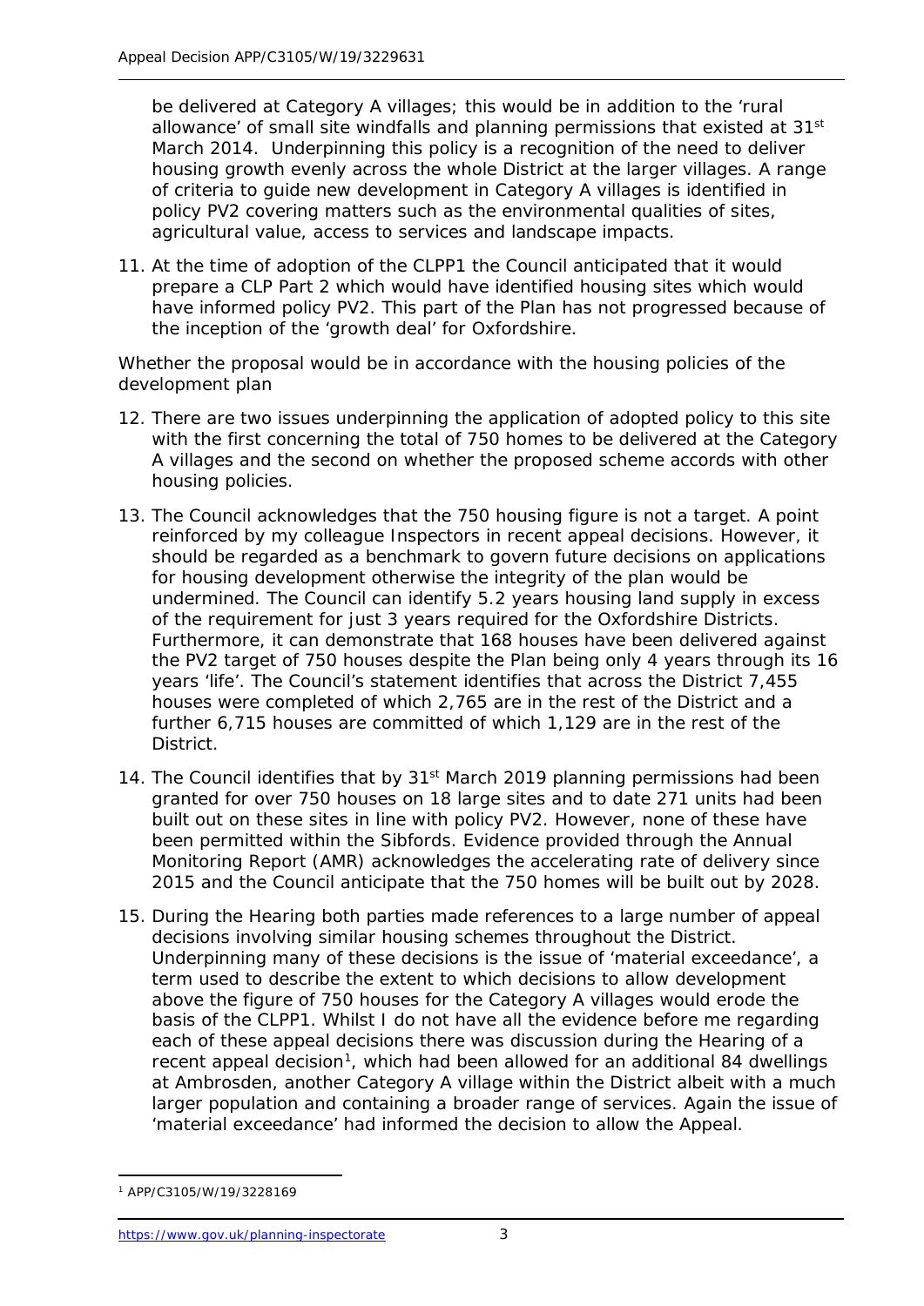be delivered at Category A villages; this would be in addition to the 'rural allowance' of small site windfalls and planning permissions that existed at 31st March 2014. Underpinning this policy is a recognition of the need to deliver housing growth evenly across the whole District at the larger villages. A range of criteria to guide new development in Category A villages is identified in policy PV2 covering matters such as the environmental qualities of sites, agricultural value, access to services and landscape impacts.

11. At the time of adoption of the CLPP1 the Council anticipated that it would prepare a CLP Part 2 which would have identified housing sites which would have informed policy PV2. This part of the Plan has not progressed because of the inception of the 'growth deal' for Oxfordshire.

*Whether the proposal would be in accordance with the housing policies of the development plan*

12. There are two issues underpinning the application of adopted policy to this site with the first concerning the total of 750 homes to be delivered at the Category A villages and the second on whether the proposed scheme accords with other housing policies.

13. The Council acknowledges that the 750 housing figure is not a target. A point reinforced by my colleague Inspectors in recent appeal decisions. However, it should be regarded as a benchmark to govern future decisions on applications for housing development otherwise the integrity of the plan would be undermined. The Council can identify 5.2 years housing land supply in excess of the requirement for just 3 years required for the Oxfordshire Districts. Furthermore, it can demonstrate that 168 houses have been delivered against the PV2 target of 750 houses despite the Plan being only 4 years through its 16 years 'life'. The Council's statement identifies that across the District 7,455 houses were completed of which 2,765 are in the rest of the District and a further 6,715 houses are committed of which 1,129 are in the rest of the District.

14. The Council identifies that by 31st March 2019 planning permissions had been granted for over 750 houses on 18 large sites and to date 271 units had been built out on these sites in line with policy PV2. However, none of these have been permitted within the Sibfords. Evidence provided through the Annual Monitoring Report (AMR) acknowledges the accelerating rate of delivery since 2015 and the Council anticipate that the 750 homes will be built out by 2028.

15. During the Hearing both parties made references to a large number of appeal decisions involving similar housing schemes throughout the District. Underpinning many of these decisions is the issue of 'material exceedance', a term used to describe the extent to which decisions to allow development above the figure of 750 houses for the Category A villages would erode the basis of the CLPP1. Whilst I do not have all the evidence before me regarding each of these appeal decisions there was discussion during the Hearing of a recent appeal decision[1], which had been allowed for an additional 84 dwellings at Ambrosden, another Category A village within the District albeit with a much larger population and containing a broader range of services. Again the issue of 'material exceedance' had informed the decision to allow the Appeal.

[1] APP/C3105/W/19/3228169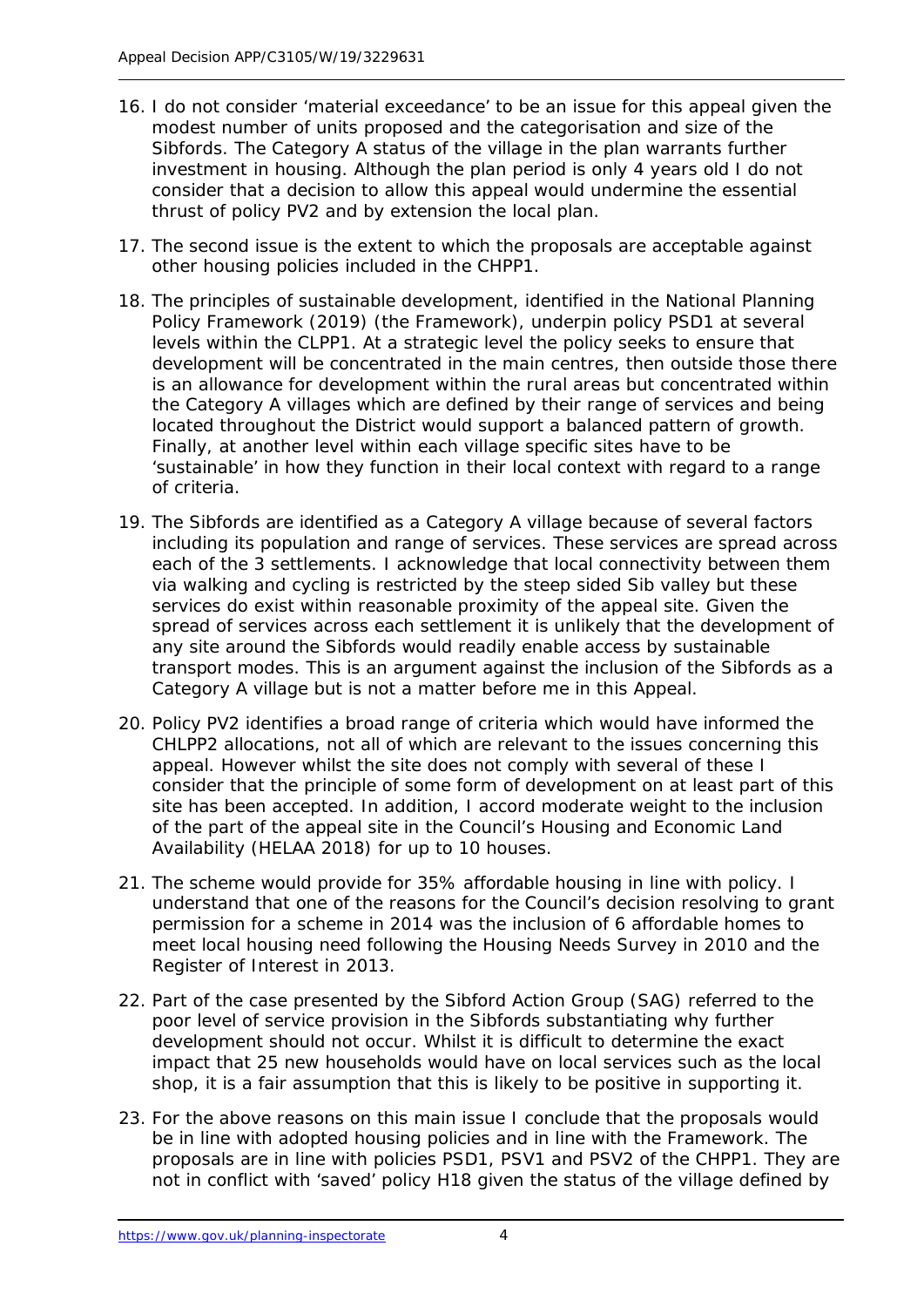16. I do not consider 'material exceedance' to be an issue for this appeal given the modest number of units proposed and the categorisation and size of the Sibfords. The Category A status of the village in the plan warrants further investment in housing. Although the plan period is only 4 years old I do not consider that a decision to allow this appeal would undermine the essential thrust of policy PV2 and by extension the local plan.

17. The second issue is the extent to which the proposals are acceptable against other housing policies included in the CHPP1.

18. The principles of sustainable development, identified in the National Planning Policy Framework (2019) (the Framework), underpin policy PSD1 at several levels within the CLPP1. At a strategic level the policy seeks to ensure that development will be concentrated in the main centres, then outside those there is an allowance for development within the rural areas but concentrated within the Category A villages which are defined by their range of services and being located throughout the District would support a balanced pattern of growth. Finally, at another level within each village specific sites have to be 'sustainable' in how they function in their local context with regard to a range of criteria.

19. The Sibfords are identified as a Category A village because of several factors including its population and range of services. These services are spread across each of the 3 settlements. I acknowledge that local connectivity between them via walking and cycling is restricted by the steep sided Sib valley but these services do exist within reasonable proximity of the appeal site. Given the spread of services across each settlement it is unlikely that the development of any site around the Sibfords would readily enable access by sustainable transport modes. This is an argument against the inclusion of the Sibfords as a Category A village but is not a matter before me in this Appeal.

20. Policy PV2 identifies a broad range of criteria which would have informed the CHLPP2 allocations, not all of which are relevant to the issues concerning this appeal. However whilst the site does not comply with several of these I consider that the principle of some form of development on at least part of this site has been accepted. In addition, I accord moderate weight to the inclusion of the part of the appeal site in the Council's Housing and Economic Land Availability (HELAA 2018) for up to 10 houses.

21. The scheme would provide for 35% affordable housing in line with policy. I understand that one of the reasons for the Council's decision resolving to grant permission for a scheme in 2014 was the inclusion of 6 affordable homes to meet local housing need following the Housing Needs Survey in 2010 and the Register of Interest in 2013.

22. Part of the case presented by the Sibford Action Group (SAG) referred to the poor level of service provision in the Sibfords substantiating why further development should not occur. Whilst it is difficult to determine the exact impact that 25 new households would have on local services such as the local shop, it is a fair assumption that this is likely to be positive in supporting it.

23. For the above reasons on this main issue I conclude that the proposals would be in line with adopted housing policies and in line with the Framework. The proposals are in line with policies PSD1, PSV1 and PSV2 of the CHPP1. They are not in conflict with 'saved' policy H18 given the status of the village defined by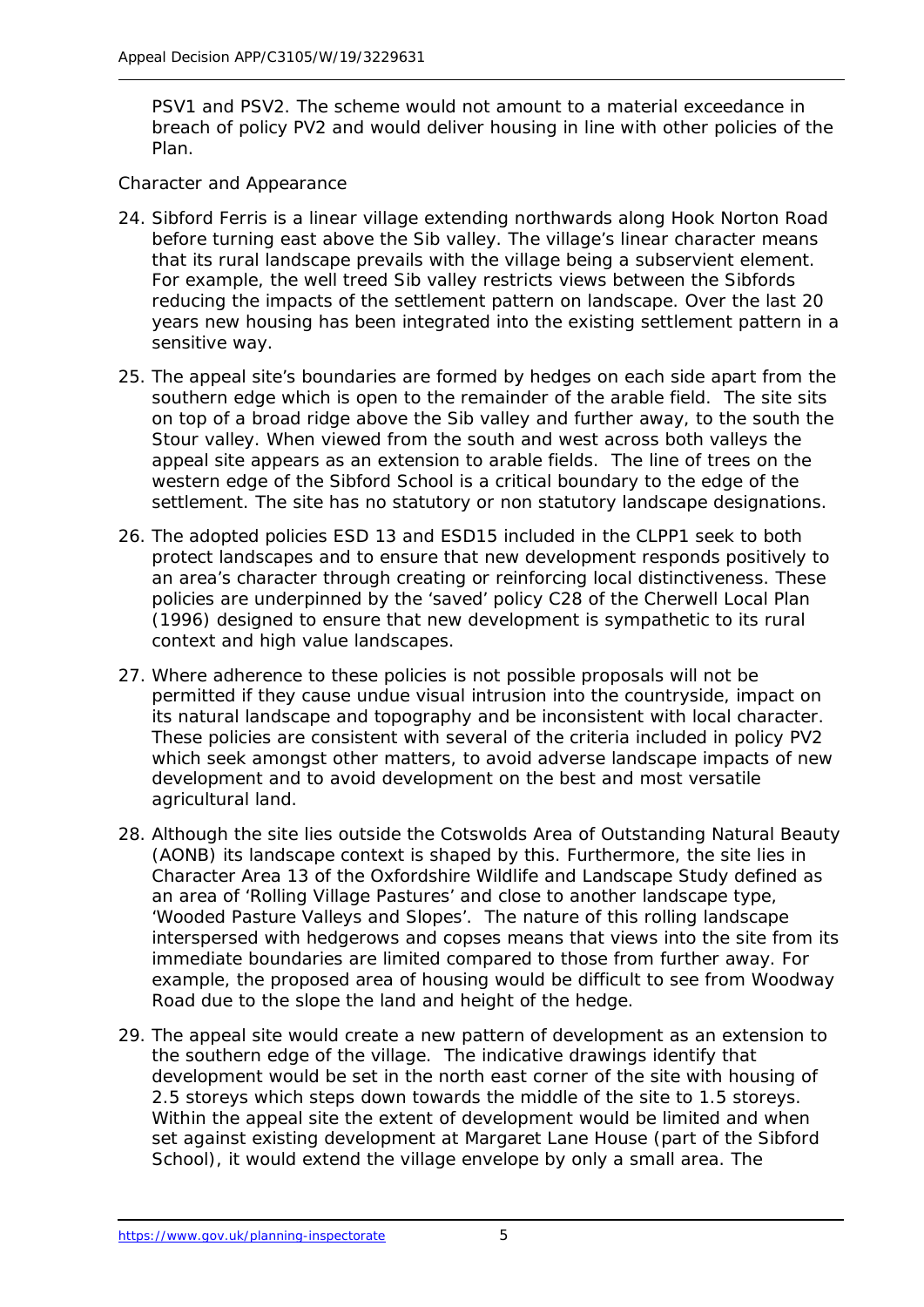PSV1 and PSV2. The scheme would not amount to a material exceedance in breach of policy PV2 and would deliver housing in line with other policies of the Plan.

## Character and Appearance

24. Sibford Ferris is a linear village extending northwards along Hook Norton Road before turning east above the Sib valley. The village's linear character means that its rural landscape prevails with the village being a subservient element. For example, the well treed Sib valley restricts views between the Sibfords reducing the impacts of the settlement pattern on landscape. Over the last 20 years new housing has been integrated into the existing settlement pattern in a sensitive way.

25. The appeal site's boundaries are formed by hedges on each side apart from the southern edge which is open to the remainder of the arable field. The site sits on top of a broad ridge above the Sib valley and further away, to the south the Stour valley. When viewed from the south and west across both valleys the appeal site appears as an extension to arable fields. The line of trees on the western edge of the Sibford School is a critical boundary to the edge of the settlement. The site has no statutory or non statutory landscape designations.

26. The adopted policies ESD 13 and ESD15 included in the CLPP1 seek to both protect landscapes and to ensure that new development responds positively to an area's character through creating or reinforcing local distinctiveness. These policies are underpinned by the 'saved' policy C28 of the Cherwell Local Plan (1996) designed to ensure that new development is sympathetic to its rural context and high value landscapes.

27. Where adherence to these policies is not possible proposals will not be permitted if they cause undue visual intrusion into the countryside, impact on its natural landscape and topography and be inconsistent with local character. These policies are consistent with several of the criteria included in policy PV2 which seek amongst other matters, to avoid adverse landscape impacts of new development and to avoid development on the best and most versatile agricultural land.

28. Although the site lies outside the Cotswolds Area of Outstanding Natural Beauty (AONB) its landscape context is shaped by this. Furthermore, the site lies in Character Area 13 of the Oxfordshire Wildlife and Landscape Study defined as an area of 'Rolling Village Pastures' and close to another landscape type, 'Wooded Pasture Valleys and Slopes'. The nature of this rolling landscape interspersed with hedgerows and copses means that views into the site from its immediate boundaries are limited compared to those from further away. For example, the proposed area of housing would be difficult to see from Woodway Road due to the slope the land and height of the hedge.

29. The appeal site would create a new pattern of development as an extension to the southern edge of the village. The indicative drawings identify that development would be set in the north east corner of the site with housing of 2.5 storeys which steps down towards the middle of the site to 1.5 storeys. Within the appeal site the extent of development would be limited and when set against existing development at Margaret Lane House (part of the Sibford School), it would extend the village envelope by only a small area. The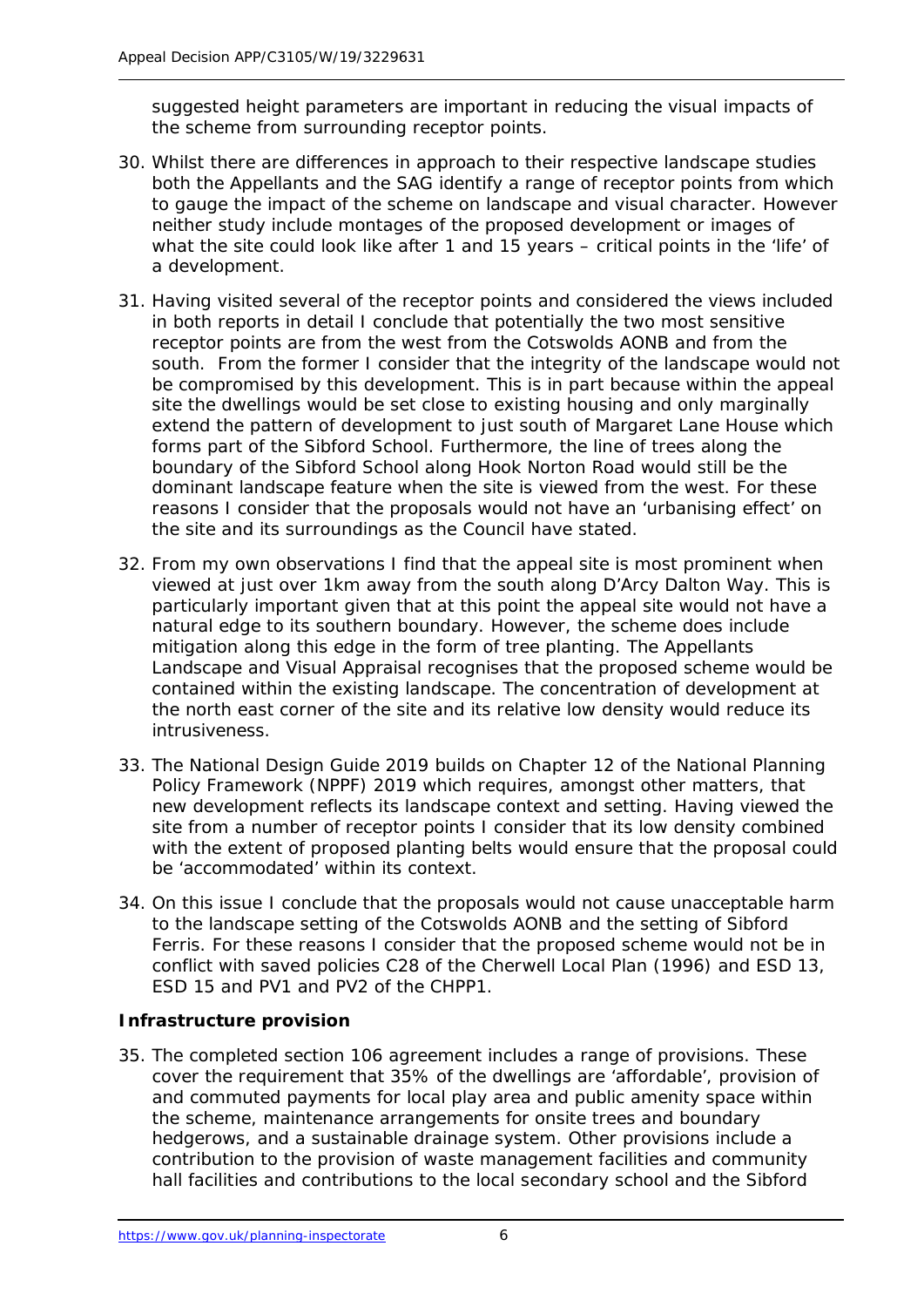suggested height parameters are important in reducing the visual impacts of the scheme from surrounding receptor points.

30. Whilst there are differences in approach to their respective landscape studies both the Appellants and the SAG identify a range of receptor points from which to gauge the impact of the scheme on landscape and visual character. However neither study include montages of the proposed development or images of what the site could look like after 1 and 15 years – critical points in the 'life' of a development.

31. Having visited several of the receptor points and considered the views included in both reports in detail I conclude that potentially the two most sensitive receptor points are from the west from the Cotswolds AONB and from the south. From the former I consider that the integrity of the landscape would not be compromised by this development. This is in part because within the appeal site the dwellings would be set close to existing housing and only marginally extend the pattern of development to just south of Margaret Lane House which forms part of the Sibford School. Furthermore, the line of trees along the boundary of the Sibford School along Hook Norton Road would still be the dominant landscape feature when the site is viewed from the west. For these reasons I consider that the proposals would not have an 'urbanising effect' on the site and its surroundings as the Council have stated.

32. From my own observations I find that the appeal site is most prominent when viewed at just over 1km away from the south along D'Arcy Dalton Way. This is particularly important given that at this point the appeal site would not have a natural edge to its southern boundary. However, the scheme does include mitigation along this edge in the form of tree planting. The Appellants Landscape and Visual Appraisal recognises that the proposed scheme would be contained within the existing landscape. The concentration of development at the north east corner of the site and its relative low density would reduce its intrusiveness.

33. The National Design Guide 2019 builds on Chapter 12 of the National Planning Policy Framework (NPPF) 2019 which requires, amongst other matters, that new development reflects its landscape context and setting. Having viewed the site from a number of receptor points I consider that its low density combined with the extent of proposed planting belts would ensure that the proposal could be 'accommodated' within its context.

34. On this issue I conclude that the proposals would not cause unacceptable harm to the landscape setting of the Cotswolds AONB and the setting of Sibford Ferris. For these reasons I consider that the proposed scheme would not be in conflict with saved policies C28 of the Cherwell Local Plan (1996) and ESD 13, ESD 15 and PV1 and PV2 of the CHPP1.

**Infrastructure provision**

35. The completed section 106 agreement includes a range of provisions. These cover the requirement that 35% of the dwellings are 'affordable', provision of and commuted payments for local play area and public amenity space within the scheme, maintenance arrangements for onsite trees and boundary hedgerows, and a sustainable drainage system. Other provisions include a contribution to the provision of waste management facilities and community hall facilities and contributions to the local secondary school and the Sibford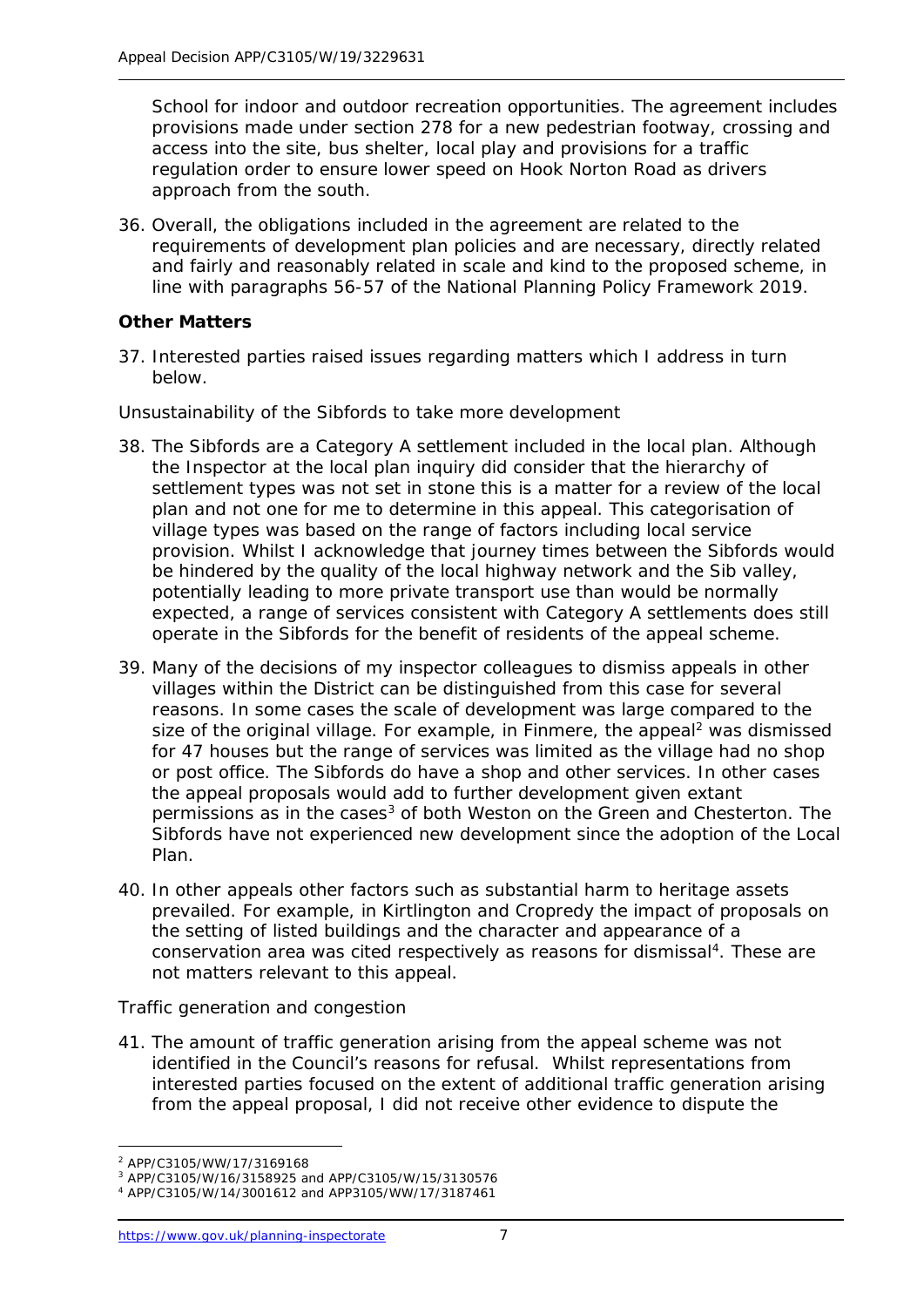School for indoor and outdoor recreation opportunities. The agreement includes provisions made under section 278 for a new pedestrian footway, crossing and access into the site, bus shelter, local play and provisions for a traffic regulation order to ensure lower speed on Hook Norton Road as drivers approach from the south.

36. Overall, the obligations included in the agreement are related to the requirements of development plan policies and are necessary, directly related and fairly and reasonably related in scale and kind to the proposed scheme, in line with paragraphs 56-57 of the National Planning Policy Framework 2019.

**Other Matters**

37. Interested parties raised issues regarding matters which I address in turn below.

*Unsustainability of the Sibfords to take more development*

38. The Sibfords are a Category A settlement included in the local plan. Although the Inspector at the local plan inquiry did consider that the hierarchy of settlement types was not set in stone this is a matter for a review of the local plan and not one for me to determine in this appeal. This categorisation of village types was based on the range of factors including local service provision. Whilst I acknowledge that journey times between the Sibfords would be hindered by the quality of the local highway network and the Sib valley, potentially leading to more private transport use than would be normally expected, a range of services consistent with Category A settlements does still operate in the Sibfords for the benefit of residents of the appeal scheme.

39. Many of the decisions of my inspector colleagues to dismiss appeals in other villages within the District can be distinguished from this case for several reasons. In some cases the scale of development was large compared to the size of the original village. For example, in Finmere, the appeal[2] was dismissed for 47 houses but the range of services was limited as the village had no shop or post office. The Sibfords do have a shop and other services. In other cases the appeal proposals would add to further development given extant permissions as in the cases[3] of both Weston on the Green and Chesterton. The Sibfords have not experienced new development since the adoption of the Local Plan.

40. In other appeals other factors such as substantial harm to heritage assets prevailed. For example, in Kirtlington and Cropredy the impact of proposals on the setting of listed buildings and the character and appearance of a conservation area was cited respectively as reasons for dismissal[4]. These are not matters relevant to this appeal.

*Traffic generation and congestion*

41. The amount of traffic generation arising from the appeal scheme was not identified in the Council's reasons for refusal. Whilst representations from interested parties focused on the extent of additional traffic generation arising from the appeal proposal, I did not receive other evidence to dispute the

---

[2] APP/C3105/WW/17/3169168

[3] APP/C3105/W/16/3158925 and APP/C3105/W/15/3130576

[4] APP/C3105/W/14/3001612 and APP3105/WW/17/3187461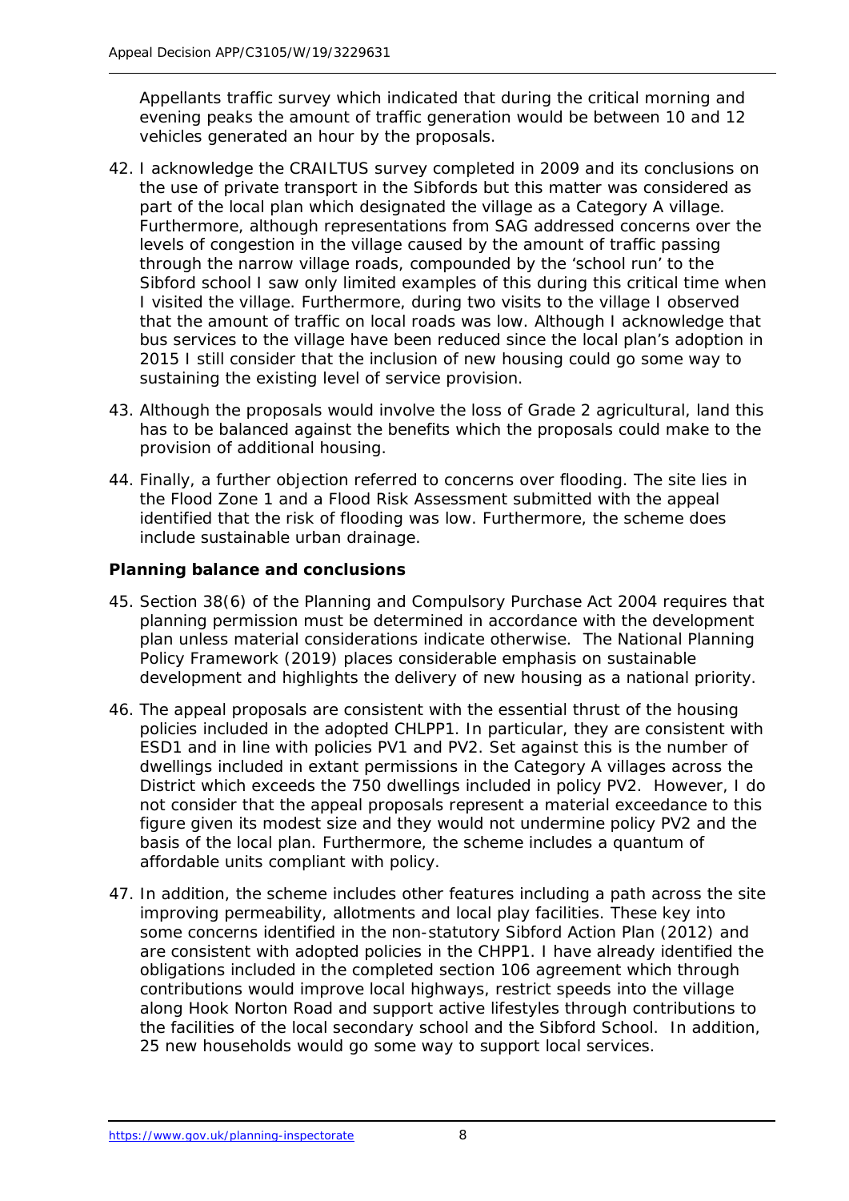Appellants traffic survey which indicated that during the critical morning and evening peaks the amount of traffic generation would be between 10 and 12 vehicles generated an hour by the proposals.

42. I acknowledge the CRAILTUS survey completed in 2009 and its conclusions on the use of private transport in the Sibfords but this matter was considered as part of the local plan which designated the village as a Category A village. Furthermore, although representations from SAG addressed concerns over the levels of congestion in the village caused by the amount of traffic passing through the narrow village roads, compounded by the 'school run' to the Sibford school I saw only limited examples of this during this critical time when I visited the village. Furthermore, during two visits to the village I observed that the amount of traffic on local roads was low. Although I acknowledge that bus services to the village have been reduced since the local plan's adoption in 2015 I still consider that the inclusion of new housing could go some way to sustaining the existing level of service provision.

43. Although the proposals would involve the loss of Grade 2 agricultural, land this has to be balanced against the benefits which the proposals could make to the provision of additional housing.

44. Finally, a further objection referred to concerns over flooding. The site lies in the Flood Zone 1 and a Flood Risk Assessment submitted with the appeal identified that the risk of flooding was low. Furthermore, the scheme does include sustainable urban drainage.

**Planning balance and conclusions**

45. Section 38(6) of the Planning and Compulsory Purchase Act 2004 requires that planning permission must be determined in accordance with the development plan unless material considerations indicate otherwise. The National Planning Policy Framework (2019) places considerable emphasis on sustainable development and highlights the delivery of new housing as a national priority.

46. The appeal proposals are consistent with the essential thrust of the housing policies included in the adopted CHLPP1. In particular, they are consistent with ESD1 and in line with policies PV1 and PV2. Set against this is the number of dwellings included in extant permissions in the Category A villages across the District which exceeds the 750 dwellings included in policy PV2. However, I do not consider that the appeal proposals represent a material exceedance to this figure given its modest size and they would not undermine policy PV2 and the basis of the local plan. Furthermore, the scheme includes a quantum of affordable units compliant with policy.

47. In addition, the scheme includes other features including a path across the site improving permeability, allotments and local play facilities. These key into some concerns identified in the non-statutory Sibford Action Plan (2012) and are consistent with adopted policies in the CHPP1. I have already identified the obligations included in the completed section 106 agreement which through contributions would improve local highways, restrict speeds into the village along Hook Norton Road and support active lifestyles through contributions to the facilities of the local secondary school and the Sibford School. In addition, 25 new households would go some way to support local services.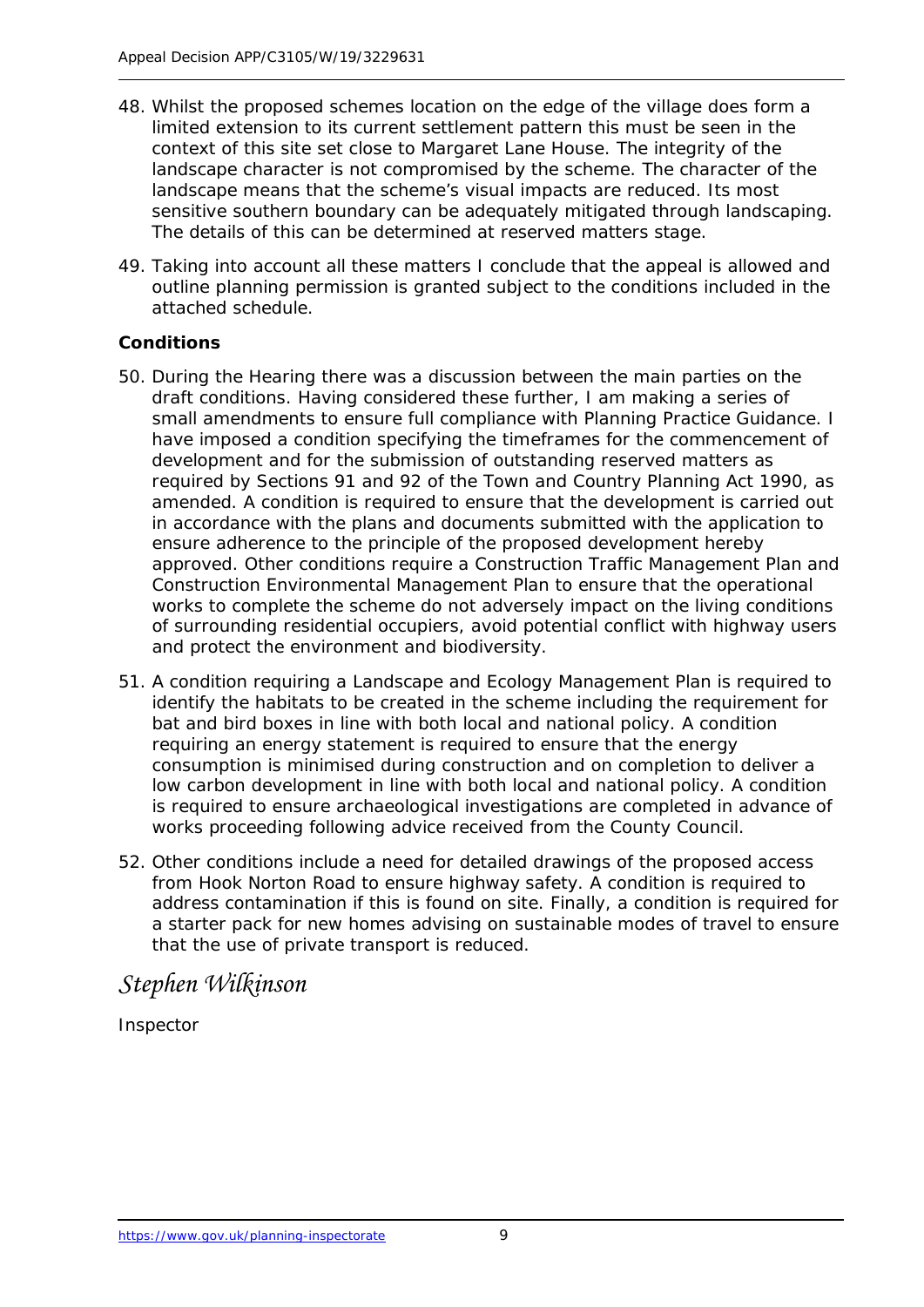48. Whilst the proposed schemes location on the edge of the village does form a limited extension to its current settlement pattern this must be seen in the context of this site set close to Margaret Lane House. The integrity of the landscape character is not compromised by the scheme. The character of the landscape means that the scheme's visual impacts are reduced. Its most sensitive southern boundary can be adequately mitigated through landscaping. The details of this can be determined at reserved matters stage.

49. Taking into account all these matters I conclude that the appeal is allowed and outline planning permission is granted subject to the conditions included in the attached schedule.

**Conditions**

50. During the Hearing there was a discussion between the main parties on the draft conditions. Having considered these further, I am making a series of small amendments to ensure full compliance with Planning Practice Guidance. I have imposed a condition specifying the timeframes for the commencement of development and for the submission of outstanding reserved matters as required by Sections 91 and 92 of the Town and Country Planning Act 1990, as amended. A condition is required to ensure that the development is carried out in accordance with the plans and documents submitted with the application to ensure adherence to the principle of the proposed development hereby approved. Other conditions require a Construction Traffic Management Plan and Construction Environmental Management Plan to ensure that the operational works to complete the scheme do not adversely impact on the living conditions of surrounding residential occupiers, avoid potential conflict with highway users and protect the environment and biodiversity.

51. A condition requiring a Landscape and Ecology Management Plan is required to identify the habitats to be created in the scheme including the requirement for bat and bird boxes in line with both local and national policy. A condition requiring an energy statement is required to ensure that the energy consumption is minimised during construction and on completion to deliver a low carbon development in line with both local and national policy. A condition is required to ensure archaeological investigations are completed in advance of works proceeding following advice received from the County Council.

52. Other conditions include a need for detailed drawings of the proposed access from Hook Norton Road to ensure highway safety. A condition is required to address contamination if this is found on site. Finally, a condition is required for a starter pack for new homes advising on sustainable modes of travel to ensure that the use of private transport is reduced.

*Stephen Wilkinson*

Inspector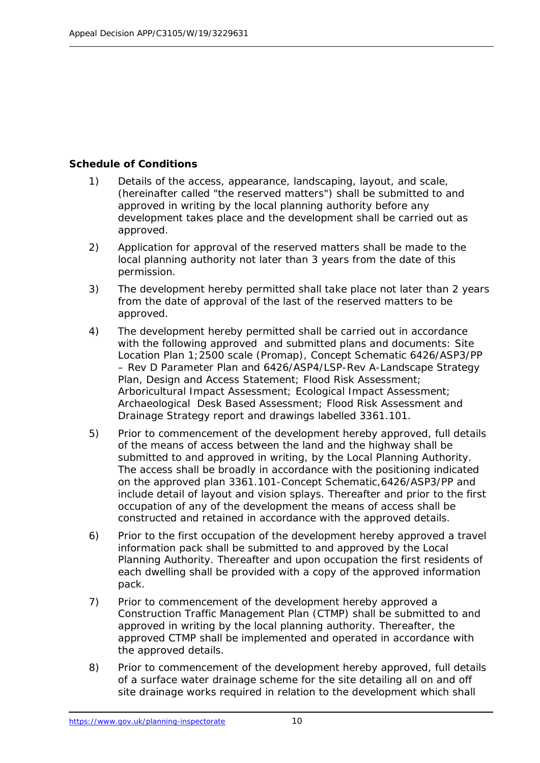**Schedule of Conditions**

1) Details of the access, appearance, landscaping, layout, and scale, (hereinafter called "the reserved matters") shall be submitted to and approved in writing by the local planning authority before any development takes place and the development shall be carried out as approved.

2) Application for approval of the reserved matters shall be made to the local planning authority not later than 3 years from the date of this permission.

3) The development hereby permitted shall take place not later than 2 years from the date of approval of the last of the reserved matters to be approved.

4) The development hereby permitted shall be carried out in accordance with the following approved and submitted plans and documents: Site Location Plan 1;2500 scale (Promap), Concept Schematic 6426/ASP3/PP – Rev D Parameter Plan and 6426/ASP4/LSP-Rev A-Landscape Strategy Plan, Design and Access Statement; Flood Risk Assessment; Arboricultural Impact Assessment; Ecological Impact Assessment; Archaeological Desk Based Assessment; Flood Risk Assessment and Drainage Strategy report and drawings labelled 3361.101.

5) Prior to commencement of the development hereby approved, full details of the means of access between the land and the highway shall be submitted to and approved in writing, by the Local Planning Authority. The access shall be broadly in accordance with the positioning indicated on the approved plan 3361.101-Concept Schematic,6426/ASP3/PP and include detail of layout and vision splays. Thereafter and prior to the first occupation of any of the development the means of access shall be constructed and retained in accordance with the approved details.

6) Prior to the first occupation of the development hereby approved a travel information pack shall be submitted to and approved by the Local Planning Authority. Thereafter and upon occupation the first residents of each dwelling shall be provided with a copy of the approved information pack.

7) Prior to commencement of the development hereby approved a Construction Traffic Management Plan (CTMP) shall be submitted to and approved in writing by the local planning authority. Thereafter, the approved CTMP shall be implemented and operated in accordance with the approved details.

8) Prior to commencement of the development hereby approved, full details of a surface water drainage scheme for the site detailing all on and off site drainage works required in relation to the development which shall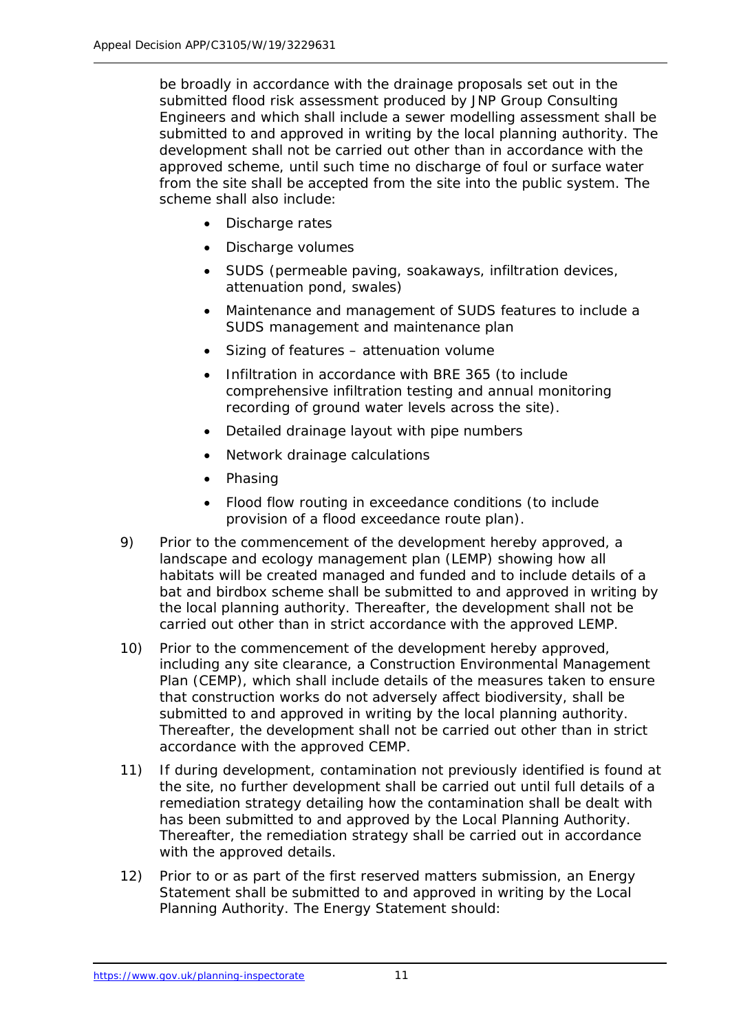be broadly in accordance with the drainage proposals set out in the submitted flood risk assessment produced by JNP Group Consulting Engineers and which shall include a sewer modelling assessment shall be submitted to and approved in writing by the local planning authority. The development shall not be carried out other than in accordance with the approved scheme, until such time no discharge of foul or surface water from the site shall be accepted from the site into the public system. The scheme shall also include:

- Discharge rates
- Discharge volumes
- SUDS (permeable paving, soakaways, infiltration devices, attenuation pond, swales)
- Maintenance and management of SUDS features to include a SUDS management and maintenance plan
- Sizing of features – attenuation volume
- Infiltration in accordance with BRE 365 (to include comprehensive infiltration testing and annual monitoring recording of ground water levels across the site).
- Detailed drainage layout with pipe numbers
- Network drainage calculations
- Phasing
- Flood flow routing in exceedance conditions (to include provision of a flood exceedance route plan).

9) Prior to the commencement of the development hereby approved, a landscape and ecology management plan (LEMP) showing how all habitats will be created managed and funded and to include details of a bat and birdbox scheme shall be submitted to and approved in writing by the local planning authority. Thereafter, the development shall not be carried out other than in strict accordance with the approved LEMP.

10) Prior to the commencement of the development hereby approved, including any site clearance, a Construction Environmental Management Plan (CEMP), which shall include details of the measures taken to ensure that construction works do not adversely affect biodiversity, shall be submitted to and approved in writing by the local planning authority. Thereafter, the development shall not be carried out other than in strict accordance with the approved CEMP.

11) If during development, contamination not previously identified is found at the site, no further development shall be carried out until full details of a remediation strategy detailing how the contamination shall be dealt with has been submitted to and approved by the Local Planning Authority. Thereafter, the remediation strategy shall be carried out in accordance with the approved details.

12) Prior to or as part of the first reserved matters submission, an Energy Statement shall be submitted to and approved in writing by the Local Planning Authority. The Energy Statement should: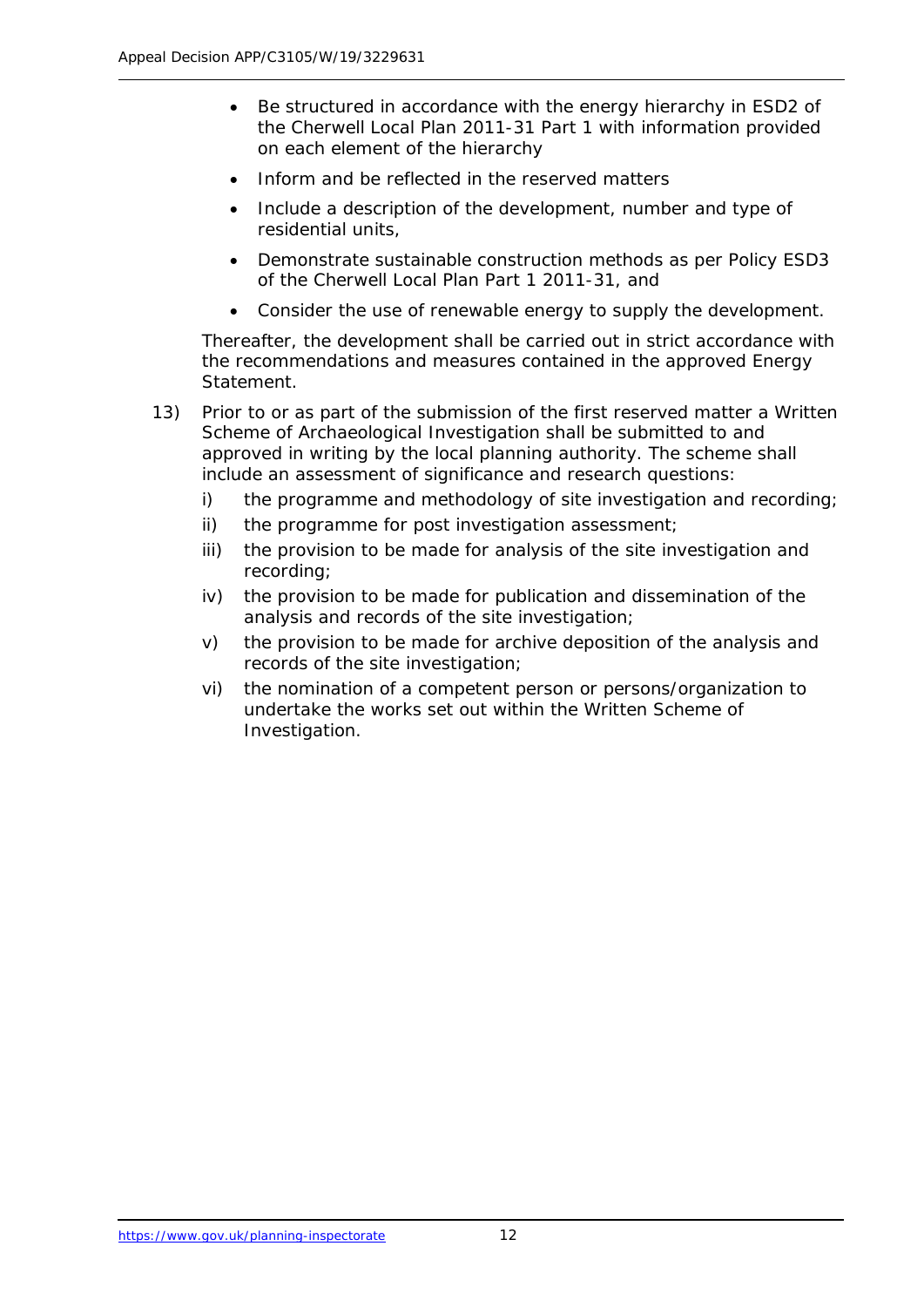- Be structured in accordance with the energy hierarchy in ESD2 of the Cherwell Local Plan 2011-31 Part 1 with information provided on each element of the hierarchy
- Inform and be reflected in the reserved matters
- Include a description of the development, number and type of residential units,
- Demonstrate sustainable construction methods as per Policy ESD3 of the Cherwell Local Plan Part 1 2011-31, and
- Consider the use of renewable energy to supply the development.

Thereafter, the development shall be carried out in strict accordance with the recommendations and measures contained in the approved Energy Statement.

13) Prior to or as part of the submission of the first reserved matter a Written Scheme of Archaeological Investigation shall be submitted to and approved in writing by the local planning authority. The scheme shall include an assessment of significance and research questions:

    i) the programme and methodology of site investigation and recording;
    ii) the programme for post investigation assessment;
    iii) the provision to be made for analysis of the site investigation and recording;
    iv) the provision to be made for publication and dissemination of the analysis and records of the site investigation;
    v) the provision to be made for archive deposition of the analysis and records of the site investigation;
    vi) the nomination of a competent person or persons/organization to undertake the works set out within the Written Scheme of Investigation.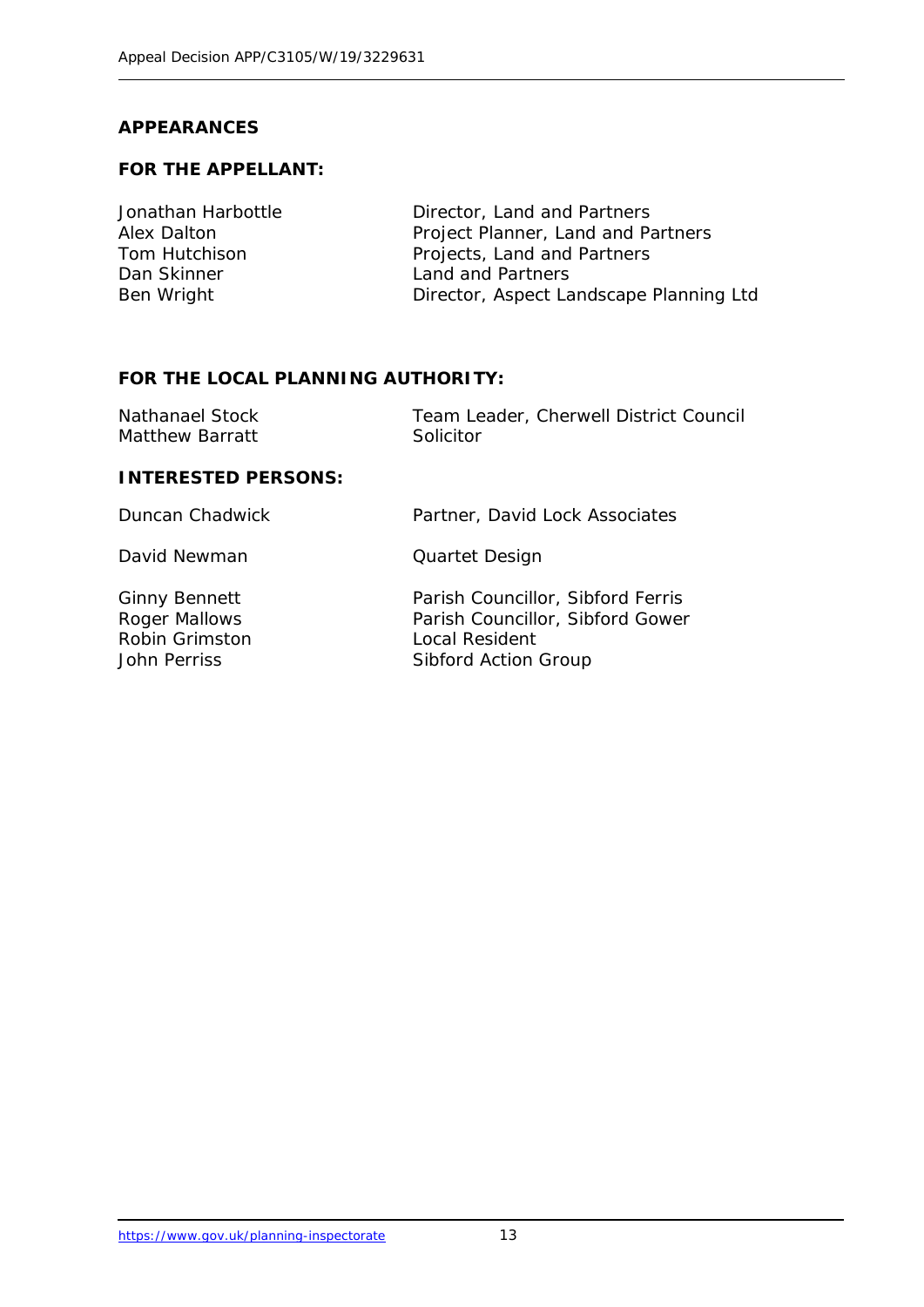## APPEARANCES

### FOR THE APPELLANT:

| | |
|---|---|
| Jonathan Harbottle | Director, Land and Partners |
| Alex Dalton | Project Planner, Land and Partners |
| Tom Hutchison | Projects, Land and Partners |
| Dan Skinner | Land and Partners |
| Ben Wright | Director, Aspect Landscape Planning Ltd |

### FOR THE LOCAL PLANNING AUTHORITY:

| | |
|---|---|
| Nathanael Stock | Team Leader, Cherwell District Council |
| Matthew Barratt | Solicitor |

### INTERESTED PERSONS:

| | |
|---|---|
| Duncan Chadwick | Partner, David Lock Associates |
| David Newman | Quartet Design |
| Ginny Bennett | Parish Councillor, Sibford Ferris |
| Roger Mallows | Parish Councillor, Sibford Gower |
| Robin Grimston | Local Resident |
| John Perriss | Sibford Action Group |